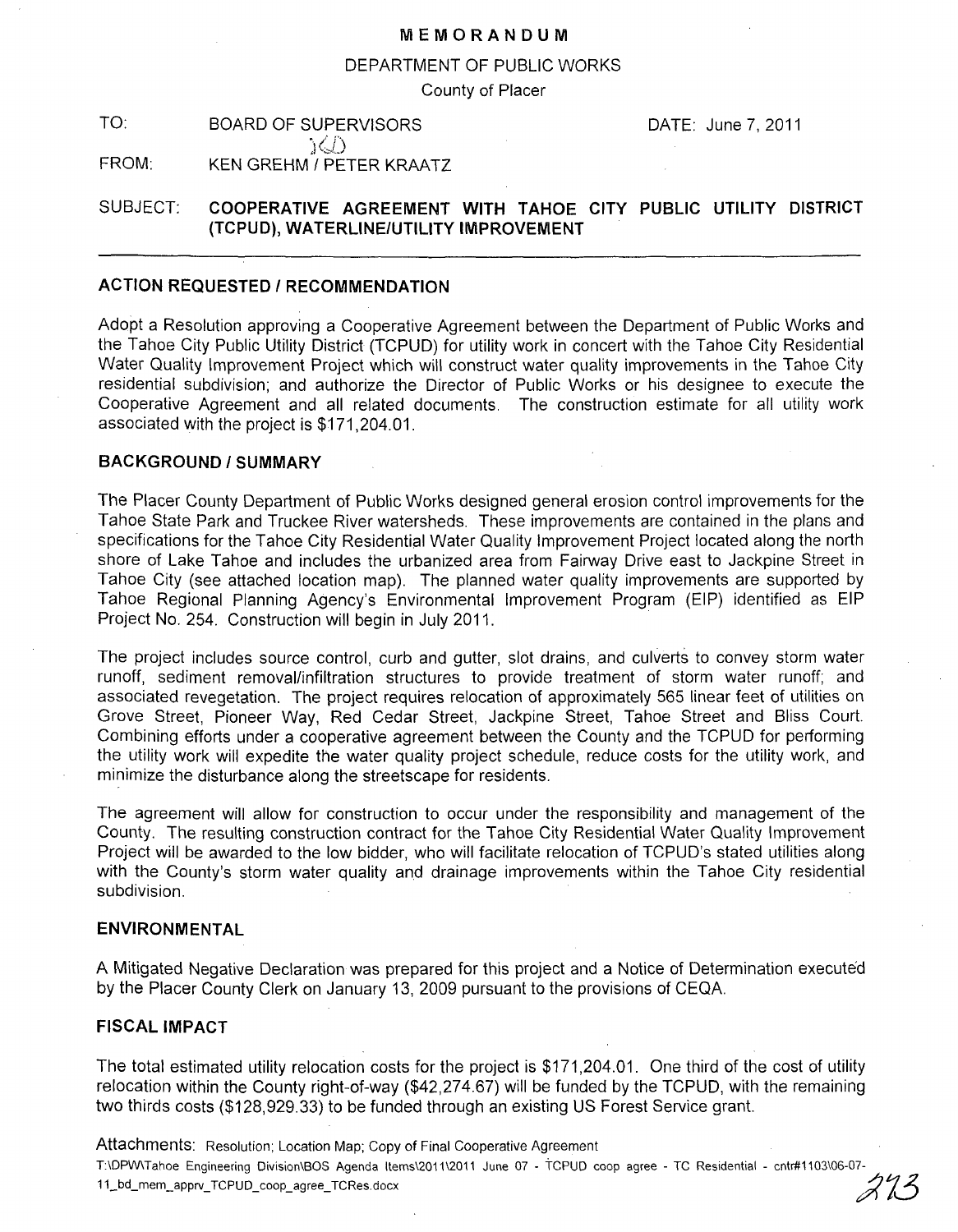# MEMORANDUM

DEPARTMENT OF PUBLIC WORKS

County of Placer

TO: BOARD OF SUPERVISORS DATE: June 7, 2011

FROM: KEN GREHM / PETER KRAATZ

SUBJECT: **COOPERATIVE AGREEMENT WITH TAHOE CITY PUBLIC UTILITY DISTRICT (TCPUD), WATERLINE/UTILITY IMPROVEMENT**

---

## ACTION REQUESTED / RECOMMENDATION

Adopt a Resolution approving a Cooperative Agreement between the Department of Public Works and the Tahoe City Public Utility District (TCPUD) for utility work in concert with the Tahoe City Residential Water Quality Improvement Project which will construct water quality improvements in the Tahoe City residential subdivision; and authorize the Director of Public Works or his designee to execute the Cooperative Agreement and all related documents. The construction estimate for all utility work associated with the project is $171,204.01.

## BACKGROUND / SUMMARY

The Placer County Department of Public Works designed general erosion control improvements for the Tahoe State Park and Truckee River watersheds. These improvements are contained in the plans and specifications for the Tahoe City Residential Water Quality Improvement Project located along the north shore of Lake Tahoe and includes the urbanized area from Fairway Drive east to Jackpine Street in Tahoe City (see attached location map). The planned water quality improvements are supported by Tahoe Regional Planning Agency's Environmental Improvement Program (EIP) identified as EIP Project No. 254. Construction will begin in July 2011.

The project includes source control, curb and gutter, slot drains, and culverts to convey storm water runoff, sediment removal/infiltration structures to provide treatment of storm water runoff; and associated revegetation. The project requires relocation of approximately 565 linear feet of utilities on Grove Street, Pioneer Way, Red Cedar Street, Jackpine Street, Tahoe Street and Bliss Court. Combining efforts under a cooperative agreement between the County and the TCPUD for performing the utility work will expedite the water quality project schedule, reduce costs for the utility work, and minimize the disturbance along the streetscape for residents.

The agreement will allow for construction to occur under the responsibility and management of the County. The resulting construction contract for the Tahoe City Residential Water Quality Improvement Project will be awarded to the low bidder, who will facilitate relocation of TCPUD's stated utilities along with the County's storm water quality and drainage improvements within the Tahoe City residential subdivision.

## ENVIRONMENTAL

A Mitigated Negative Declaration was prepared for this project and a Notice of Determination executed by the Placer County Clerk on January 13, 2009 pursuant to the provisions of CEQA.

## FISCAL IMPACT

The total estimated utility relocation costs for the project is $171,204.01. One third of the cost of utility relocation within the County right-of-way ($42,274.67) will be funded by the TCPUD, with the remaining two thirds costs ($128,929.33) to be funded through an existing US Forest Service grant.

Attachments: Resolution; Location Map; Copy of Final Cooperative Agreement

T:\DPW\Tahoe Engineering Division\BOS Agenda Items\2011\2011 June 07 - TCPUD coop agree - TC Residential - cntr#1103\06-07-11_bd_mem_apprv_TCPUD_coop_agree_TCRes.docx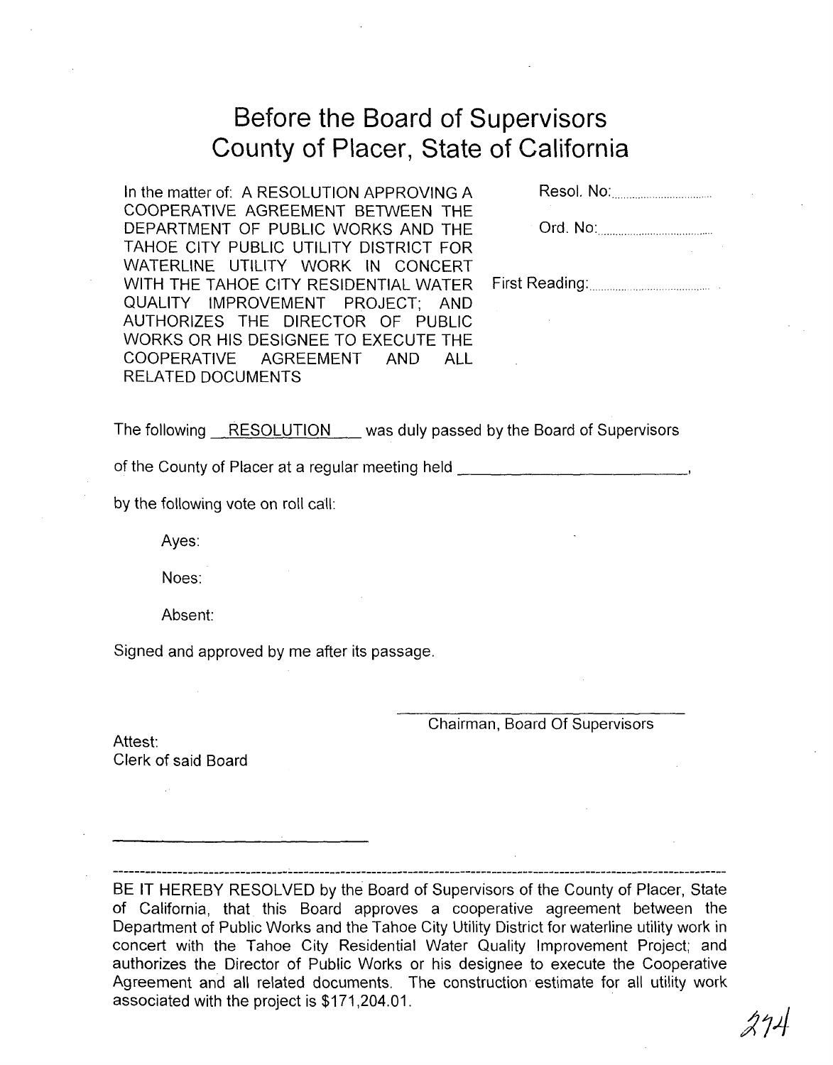# Before the Board of Supervisors
# County of Placer, State of California

In the matter of: A RESOLUTION APPROVING A COOPERATIVE AGREEMENT BETWEEN THE DEPARTMENT OF PUBLIC WORKS AND THE TAHOE CITY PUBLIC UTILITY DISTRICT FOR WATERLINE UTILITY WORK IN CONCERT WITH THE TAHOE CITY RESIDENTIAL WATER QUALITY IMPROVEMENT PROJECT; AND AUTHORIZES THE DIRECTOR OF PUBLIC WORKS OR HIS DESIGNEE TO EXECUTE THE COOPERATIVE AGREEMENT AND ALL RELATED DOCUMENTS

Resol. No:.................................

Ord. No:.......................................

First Reading:.......................................

The following RESOLUTION was duly passed by the Board of Supervisors

of the County of Placer at a regular meeting held \_\_\_\_\_\_\_\_\_\_\_\_\_\_\_\_\_\_\_\_\_\_\_\_,

by the following vote on roll call:

Ayes:

Noes:

Absent:

Signed and approved by me after its passage.

\_\_\_\_\_\_\_\_\_\_\_\_\_\_\_\_\_\_\_\_\_\_\_\_\_\_\_\_

Chairman, Board Of Supervisors

Attest:
Clerk of said Board

\_\_\_\_\_\_\_\_\_\_\_\_\_\_\_\_\_\_\_\_\_\_\_\_\_\_\_\_

---

BE IT HEREBY RESOLVED by the Board of Supervisors of the County of Placer, State of California, that this Board approves a cooperative agreement between the Department of Public Works and the Tahoe City Utility District for waterline utility work in concert with the Tahoe City Residential Water Quality Improvement Project; and authorizes the Director of Public Works or his designee to execute the Cooperative Agreement and all related documents. The construction estimate for all utility work associated with the project is $171,204.01.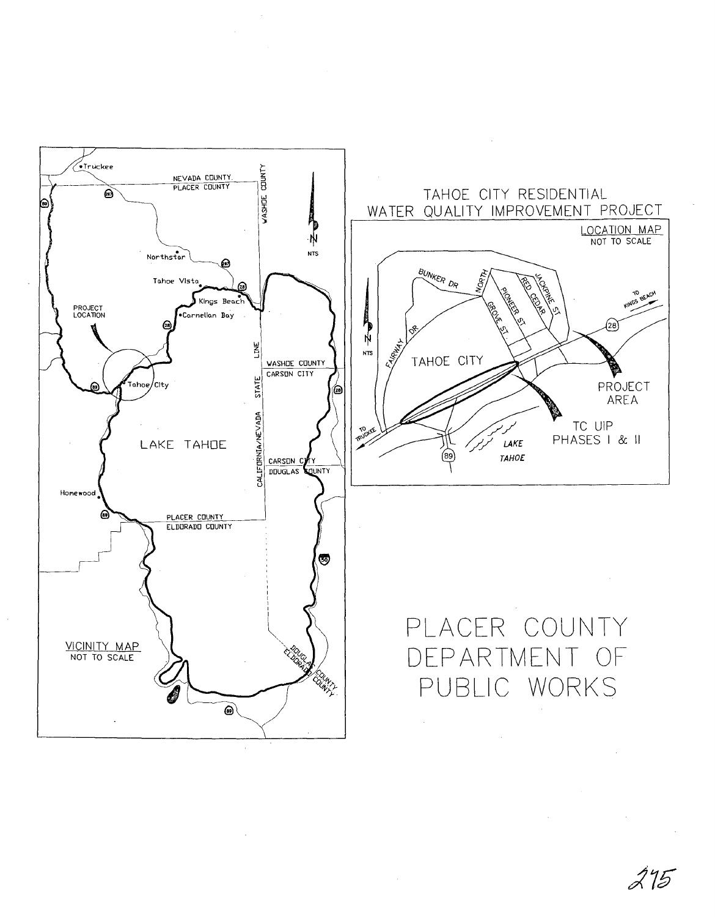# TAHOE CITY RESIDENTIAL WATER QUALITY IMPROVEMENT PROJECT

LOCATION MAP
NOT TO SCALE

BUNKER DR
FAIRWAY DR
NORTH GROVE ST.
PIONEER ST
RED CEDAR
JACKPINE ST
TAHOE CITY
TO KINGS BEACH
28
PROJECT AREA
TC UIP PHASES I & II
TO TRUCKEE
89
LAKE TAHOE
N
NTS

VICINITY MAP
NOT TO SCALE

Truckee
NEVADA COUNTY
PLACER COUNTY
WASHOE COUNTY
267
89
Northstar
Tahoe Vista
Kings Beach
28
PROJECT LOCATION
Carnelian Bay
Tahoe City
LAKE TAHOE
CALIFORNIA/NEVADA STATE LINE
WASHOE COUNTY
CARSON CITY
CARSON CITY
DOUGLAS COUNTY
Homewood
PLACER COUNTY
ELDORADO COUNTY
50
DOUGLAS COUNTY
ELDORADO COUNTY
N
NTS

# PLACER COUNTY DEPARTMENT OF PUBLIC WORKS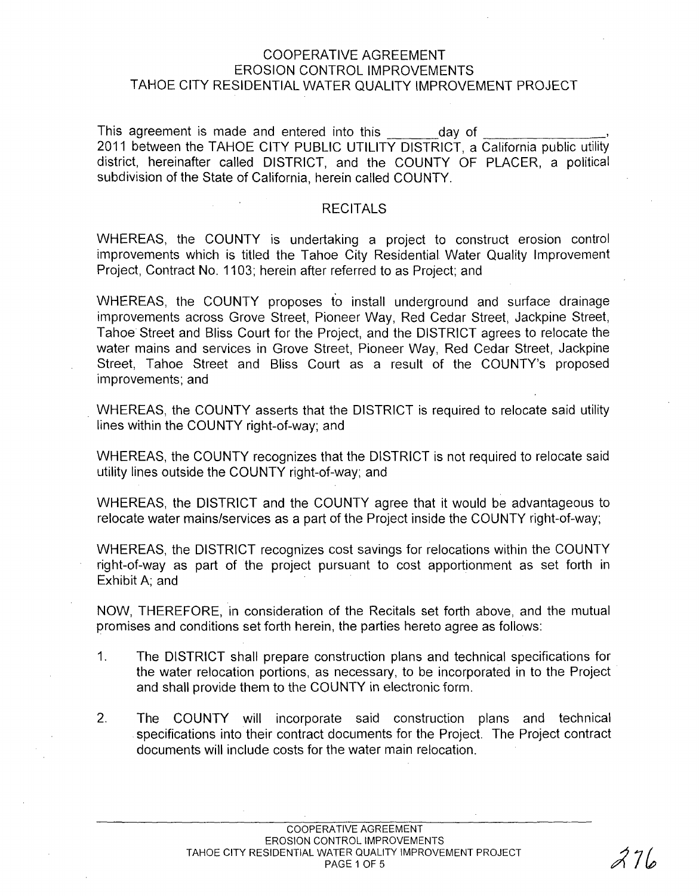# COOPERATIVE AGREEMENT
## EROSION CONTROL IMPROVEMENTS
## TAHOE CITY RESIDENTIAL WATER QUALITY IMPROVEMENT PROJECT

This agreement is made and entered into this _______ day of _______________, 2011 between the TAHOE CITY PUBLIC UTILITY DISTRICT, a California public utility district, hereinafter called DISTRICT, and the COUNTY OF PLACER, a political subdivision of the State of California, herein called COUNTY.

### RECITALS

WHEREAS, the COUNTY is undertaking a project to construct erosion control improvements which is titled the Tahoe City Residential Water Quality Improvement Project, Contract No. 1103; herein after referred to as Project; and

WHEREAS, the COUNTY proposes to install underground and surface drainage improvements across Grove Street, Pioneer Way, Red Cedar Street, Jackpine Street, Tahoe Street and Bliss Court for the Project, and the DISTRICT agrees to relocate the water mains and services in Grove Street, Pioneer Way, Red Cedar Street, Jackpine Street, Tahoe Street and Bliss Court as a result of the COUNTY's proposed improvements; and

WHEREAS, the COUNTY asserts that the DISTRICT is required to relocate said utility lines within the COUNTY right-of-way; and

WHEREAS, the COUNTY recognizes that the DISTRICT is not required to relocate said utility lines outside the COUNTY right-of-way; and

WHEREAS, the DISTRICT and the COUNTY agree that it would be advantageous to relocate water mains/services as a part of the Project inside the COUNTY right-of-way;

WHEREAS, the DISTRICT recognizes cost savings for relocations within the COUNTY right-of-way as part of the project pursuant to cost apportionment as set forth in Exhibit A; and

NOW, THEREFORE, in consideration of the Recitals set forth above, and the mutual promises and conditions set forth herein, the parties hereto agree as follows:

1. The DISTRICT shall prepare construction plans and technical specifications for the water relocation portions, as necessary, to be incorporated in to the Project and shall provide them to the COUNTY in electronic form.

2. The COUNTY will incorporate said construction plans and technical specifications into their contract documents for the Project. The Project contract documents will include costs for the water main relocation.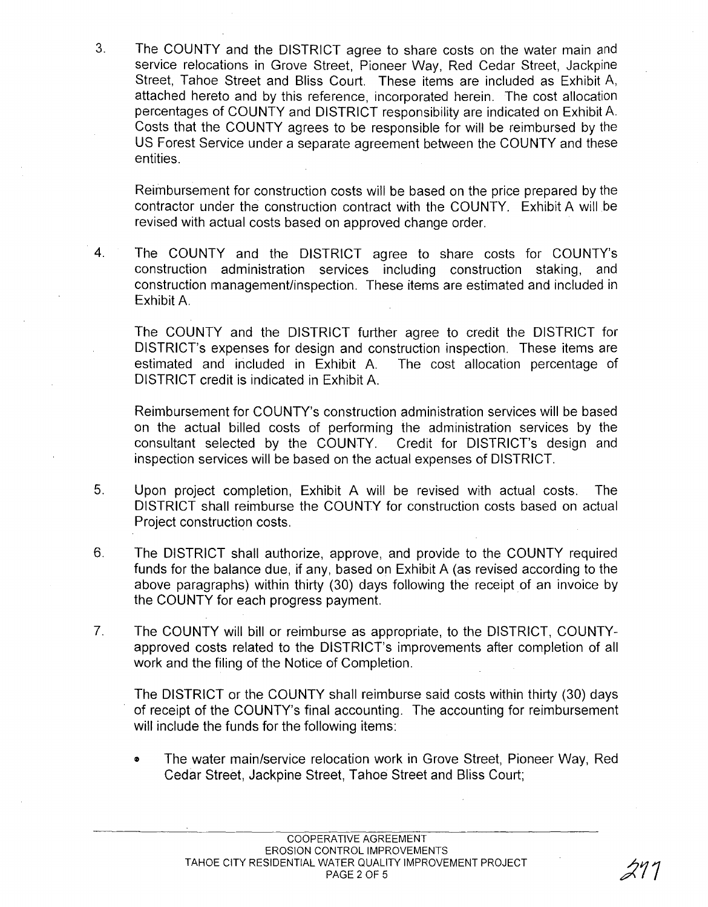3. The COUNTY and the DISTRICT agree to share costs on the water main and service relocations in Grove Street, Pioneer Way, Red Cedar Street, Jackpine Street, Tahoe Street and Bliss Court. These items are included as Exhibit A, attached hereto and by this reference, incorporated herein. The cost allocation percentages of COUNTY and DISTRICT responsibility are indicated on Exhibit A. Costs that the COUNTY agrees to be responsible for will be reimbursed by the US Forest Service under a separate agreement between the COUNTY and these entities.

   Reimbursement for construction costs will be based on the price prepared by the contractor under the construction contract with the COUNTY. Exhibit A will be revised with actual costs based on approved change order.

4. The COUNTY and the DISTRICT agree to share costs for COUNTY's construction administration services including construction staking, and construction management/inspection. These items are estimated and included in Exhibit A.

   The COUNTY and the DISTRICT further agree to credit the DISTRICT for DISTRICT's expenses for design and construction inspection. These items are estimated and included in Exhibit A. The cost allocation percentage of DISTRICT credit is indicated in Exhibit A.

   Reimbursement for COUNTY's construction administration services will be based on the actual billed costs of performing the administration services by the consultant selected by the COUNTY. Credit for DISTRICT's design and inspection services will be based on the actual expenses of DISTRICT.

5. Upon project completion, Exhibit A will be revised with actual costs. The DISTRICT shall reimburse the COUNTY for construction costs based on actual Project construction costs.

6. The DISTRICT shall authorize, approve, and provide to the COUNTY required funds for the balance due, if any, based on Exhibit A (as revised according to the above paragraphs) within thirty (30) days following the receipt of an invoice by the COUNTY for each progress payment.

7. The COUNTY will bill or reimburse as appropriate, to the DISTRICT, COUNTY-approved costs related to the DISTRICT's improvements after completion of all work and the filing of the Notice of Completion.

   The DISTRICT or the COUNTY shall reimburse said costs within thirty (30) days of receipt of the COUNTY's final accounting. The accounting for reimbursement will include the funds for the following items:

   - The water main/service relocation work in Grove Street, Pioneer Way, Red Cedar Street, Jackpine Street, Tahoe Street and Bliss Court;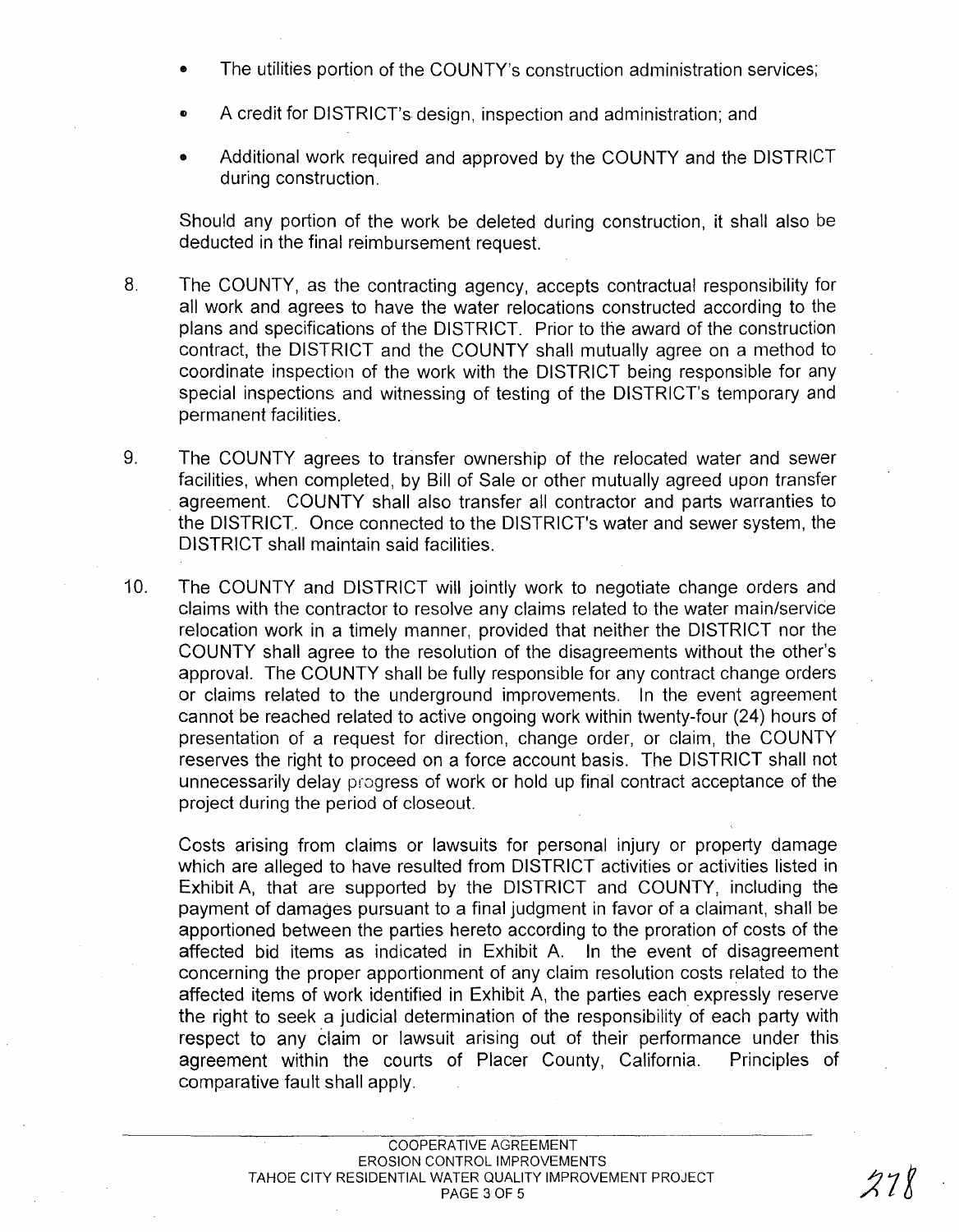- The utilities portion of the COUNTY's construction administration services;
- A credit for DISTRICT's design, inspection and administration; and
- Additional work required and approved by the COUNTY and the DISTRICT during construction.

Should any portion of the work be deleted during construction, it shall also be deducted in the final reimbursement request.

8. The COUNTY, as the contracting agency, accepts contractual responsibility for all work and agrees to have the water relocations constructed according to the plans and specifications of the DISTRICT. Prior to the award of the construction contract, the DISTRICT and the COUNTY shall mutually agree on a method to coordinate inspection of the work with the DISTRICT being responsible for any special inspections and witnessing of testing of the DISTRICT's temporary and permanent facilities.

9. The COUNTY agrees to transfer ownership of the relocated water and sewer facilities, when completed, by Bill of Sale or other mutually agreed upon transfer agreement. COUNTY shall also transfer all contractor and parts warranties to the DISTRICT. Once connected to the DISTRICT's water and sewer system, the DISTRICT shall maintain said facilities.

10. The COUNTY and DISTRICT will jointly work to negotiate change orders and claims with the contractor to resolve any claims related to the water main/service relocation work in a timely manner, provided that neither the DISTRICT nor the COUNTY shall agree to the resolution of the disagreements without the other's approval. The COUNTY shall be fully responsible for any contract change orders or claims related to the underground improvements. In the event agreement cannot be reached related to active ongoing work within twenty-four (24) hours of presentation of a request for direction, change order, or claim, the COUNTY reserves the right to proceed on a force account basis. The DISTRICT shall not unnecessarily delay progress of work or hold up final contract acceptance of the project during the period of closeout.

    Costs arising from claims or lawsuits for personal injury or property damage which are alleged to have resulted from DISTRICT activities or activities listed in Exhibit A, that are supported by the DISTRICT and COUNTY, including the payment of damages pursuant to a final judgment in favor of a claimant, shall be apportioned between the parties hereto according to the proration of costs of the affected bid items as indicated in Exhibit A. In the event of disagreement concerning the proper apportionment of any claim resolution costs related to the affected items of work identified in Exhibit A, the parties each expressly reserve the right to seek a judicial determination of the responsibility of each party with respect to any claim or lawsuit arising out of their performance under this agreement within the courts of Placer County, California. Principles of comparative fault shall apply.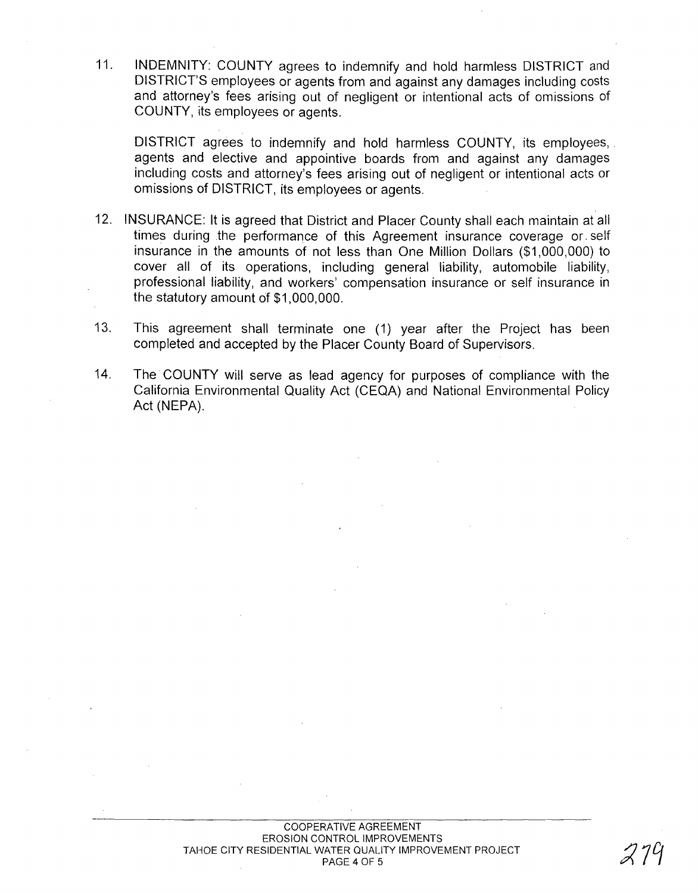11. INDEMNITY: COUNTY agrees to indemnify and hold harmless DISTRICT and DISTRICT'S employees or agents from and against any damages including costs and attorney's fees arising out of negligent or intentional acts of omissions of COUNTY, its employees or agents.

    DISTRICT agrees to indemnify and hold harmless COUNTY, its employees, agents and elective and appointive boards from and against any damages including costs and attorney's fees arising out of negligent or intentional acts or omissions of DISTRICT, its employees or agents.

12. INSURANCE: It is agreed that District and Placer County shall each maintain at all times during the performance of this Agreement insurance coverage or self insurance in the amounts of not less than One Million Dollars ($1,000,000) to cover all of its operations, including general liability, automobile liability, professional liability, and workers' compensation insurance or self insurance in the statutory amount of $1,000,000.

13. This agreement shall terminate one (1) year after the Project has been completed and accepted by the Placer County Board of Supervisors.

14. The COUNTY will serve as lead agency for purposes of compliance with the California Environmental Quality Act (CEQA) and National Environmental Policy Act (NEPA).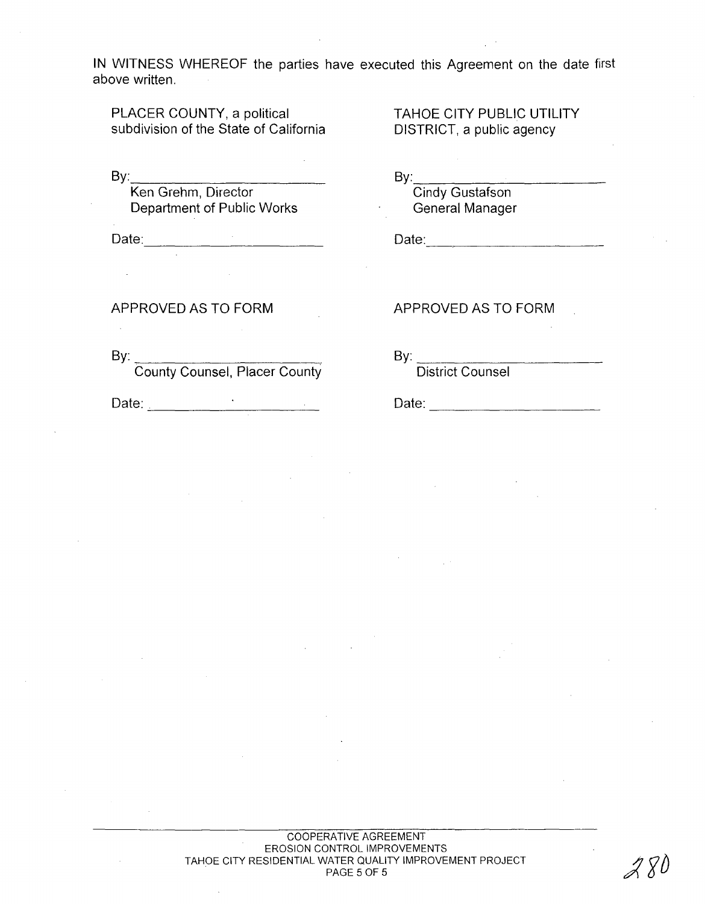IN WITNESS WHEREOF the parties have executed this Agreement on the date first above written.

PLACER COUNTY, a political subdivision of the State of California

By: ___________________________
Ken Grehm, Director
Department of Public Works

Date: ___________________________

TAHOE CITY PUBLIC UTILITY DISTRICT, a public agency

By: ___________________________
Cindy Gustafson
General Manager

Date: ___________________________

APPROVED AS TO FORM

By: ___________________________
County Counsel, Placer County

Date: ___________________________

APPROVED AS TO FORM

By: ___________________________
District Counsel

Date: ___________________________

COOPERATIVE AGREEMENT
EROSION CONTROL IMPROVEMENTS
TAHOE CITY RESIDENTIAL WATER QUALITY IMPROVEMENT PROJECT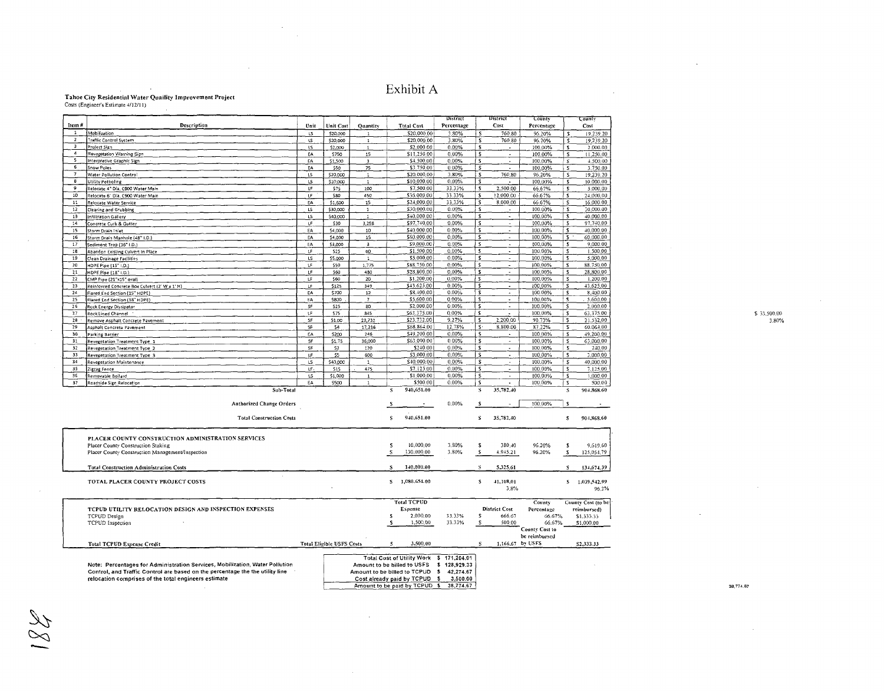# Exhibit A

**Tahoe City Residential Water Quality Improvement Project**
Costs (Engineer's Estimate 4/12/11)

| Item # | Description | Unit | Unit Cost | Quantity | Total Cost | District Percentage | District Cost | County Percentage | County Cost |
|---|---|---|---|---|---|---|---|---|---|
| 1 | Mobilization | LS | $20,000 | 1 | $20,000.00 | 3.80% | $ 760.80 | 96.20% | $ 19,239.20 |
| 2 | Traffic Control System | LS | $20,000 | 1 | $20,000.00 | 3.80% | $ 760.80 | 96.20% | $ 19,239.20 |
| 3 | Project Sign | LS | $2,000 | 1 | $2,000.00 | 0.00% | $ - | 100.00% | $ 2,000.00 |
| 4 | Revegetation Warning Sign | EA | $750 | 15 | $11,250.00 | 0.00% | $ - | 100.00% | $ 11,250.00 |
| 5 | Interpretive Graphic Sign | EA | $1,500 | 3 | $4,500.00 | 0.00% | $ - | 100.00% | $ 4,500.00 |
| 6 | Snow Poles | EA | $50 | 75 | $3,750.00 | 0.00% | $ - | 100.00% | $ 3,750.00 |
| 7 | Water Pollution Control | LS | $20,000 | 1 | $20,000.00 | 3.80% | $ 760.80 | 96.20% | $ 19,239.20 |
| 8 | Utility Potholing | LS | $10,000 | 1 | $10,000.00 | 0.00% | $ - | 100.00% | $ 10,000.00 |
| 9 | Relocate 4" Dia. C900 Water Main | LF | $75 | 100 | $7,500.00 | 33.33% | $ 2,500.00 | 66.67% | $ 5,000.00 |
| 10 | Relocate 6" Dia. C900 Water Main | LF | $80 | 450 | $36,000.00 | 33.33% | $ 12,000.00 | 66.67% | $ 24,000.00 |
| 11 | Relocate Water Service | EA | $1,600 | 15 | $24,000.00 | 33.33% | $ 8,000.00 | 66.67% | $ 16,000.00 |
| 12 | Clearing and Grubbing | LS | $30,000 | 1 | $30,000.00 | 0.00% | $ - | 100.00% | $ 30,000.00 |
| 13 | Infiltration Gallery | LS | $40,000 | 1 | $40,000.00 | 0.00% | $ - | 100.00% | $ 40,000.00 |
| 14 | Concrete Curb & Gutter | LF | $30 | 3,258 | $97,740.00 | 0.00% | $ - | 100.00% | $ 97,740.00 |
| 15 | Storm Drain Inlet | EA | $4,000 | 10 | $40,000.00 | 0.00% | $ - | 100.00% | $ 40,000.00 |
| 16 | Storm Drain Manhole (48" I.D.) | EA | $4,000 | 15 | $60,000.00 | 0.00% | $ - | 100.00% | $ 60,000.00 |
| 17 | Sediment Trap (36" I.D.) | EA | $3,000 | 3 | $9,000.00 | 0.00% | $ - | 100.00% | $ 9,000.00 |
| 18 | Abandon Existing Culvert in Place | LF | $25 | 60 | $1,500.00 | 0.00% | $ - | 100.00% | $ 1,500.00 |
| 19 | Clean Drainage Facilities | LS | $5,000 | 1 | $5,000.00 | 0.00% | $ - | 100.00% | $ 5,000.00 |
| 20 | HDPE Pipe (15" I.D.) | LF | $50 | 1,775 | $88,750.00 | 0.00% | $ - | 100.00% | $ 88,750.00 |
| 21 | HDPE Pipe (18" I.D.) | LF | $60 | 480 | $28,800.00 | 0.00% | $ - | 100.00% | $ 28,800.00 |
| 22 | CMP Pipe (21"x15" oval) | LF | $60 | 20 | $1,200.00 | 0.00% | $ - | 100.00% | $ 1,200.00 |
| 23 | Reinforced Concrete Box Culvert (2' W x 1' H) | LF | $125 | 349 | $43,625.00 | 0.00% | $ - | 100.00% | $ 43,625.00 |
| 24 | Flared End Section (15" HDPE) | EA | $700 | 12 | $8,400.00 | 0.00% | $ - | 100.00% | $ 8,400.00 |
| 25 | Flared End Section (18" HDPE) | EA | $800 | 7 | $5,600.00 | 0.00% | $ - | 100.00% | $ 5,600.00 |
| 26 | Rock Energy Dissipator | SF | $25 | 80 | $2,000.00 | 0.00% | $ - | 100.00% | $ 2,000.00 |
| 27 | Rock Lined Channel | LF | $75 | 845 | $63,375.00 | 0.00% | $ - | 100.00% | $ 63,375.00 |
| 28 | Remove Asphalt Concrete Pavement | SF | $1.00 | 23,732 | $23,732.00 | 9.27% | $ 2,200.00 | 90.73% | $ 21,532.00 |
| 29 | Asphalt Concrete Pavement | SF | $4 | 17,216 | $68,864.00 | 12.78% | $ 8,800.00 | 87.22% | $ 60,064.00 |
| 30 | Parking Barrier | EA | $200 | 246 | $49,200.00 | 0.00% | $ - | 100.00% | $ 49,200.00 |
| 31 | Revegetation Treatment Type 1 | SF | $1.75 | 36,000 | $63,000.00 | 0.00% | $ - | 100.00% | $ 63,000.00 |
| 32 | Revegetation Treatment Type 2 | SF | $2 | 120 | $240.00 | 0.00% | $ - | 100.00% | $ 240.00 |
| 33 | Revegetation Treatment Type 3 | LF | $5 | 600 | $3,000.00 | 0.00% | $ - | 100.00% | $ 3,000.00 |
| 34 | Revegetation Maintenance | LS | $40,000 | 1 | $40,000.00 | 0.00% | $ - | 100.00% | $ 40,000.00 |
| 35 | Zigzag Fence | LF | $15 | 475 | $7,125.00 | 0.00% | $ - | 100.00% | $ 7,125.00 |
| 36 | Removable Bollard | LS | $1,000 | 1 | $1,000.00 | 0.00% | $ - | 100.00% | $ 1,000.00 |
| 37 | Roadside Sign Relocation | EA | $500 | 1 | $500.00 | 0.00% | $ - | 100.00% | $ 500.00 |
| | Sub-Total | | | | $ 940,651.00 | | $ 35,782.40 | | $ 904,868.60 |
| | Authorized Change Orders | | | | $ - | 0.00% | $ - | 100.00% | $ - |
| | Total Construction Costs | | | | $ 940,651.00 | | $ 35,782.40 | | $ 904,868.60 |

$ 33,500.00
3.80%

| | Total Cost | District Percentage | District Cost | County Percentage | County Cost |
|---|---|---|---|---|---|
| **PLACER COUNTY CONSTRUCTION ADMINISTRATION SERVICES** | | | | | |
| Placer County Construction Staking | $ 10,000.00 | 3.80% | $ 380.40 | 96.20% | $ 9,619.60 |
| Placer County Construction Management/Inspection | $ 130,000.00 | 3.80% | $ 4,945.21 | 96.20% | $ 125,054.79 |
| Total Construction Administration Costs | $ 140,000.00 | | $ 5,325.61 | | $ 134,674.39 |
| TOTAL PLACER COUNTY PROJECT COSTS | $ 1,080,651.00 | | $ 41,108.01 | | $ 1,039,542.99 |
| | | | 3.8% | | 96.2% |

| TCPUD UTILITY RELOCATION DESIGN AND INSPECTION EXPENSES | | Total TCPUD Expense | | District Cost | County Percentage | County Cost (to be reimbursed) |
|---|---|---|---|---|---|---|
| TCPUD Design | | $ 2,000.00 | 33.33% | $ 666.67 | 66.67% | $1,333.33 |
| TCPUD Inspection | | $ 1,500.00 | 33.33% | $ 500.00 | 66.67% | $1,000.00 |
| | | | | | County Cost to be reimbursed | |
| Total TCPUD Expense Credit | Total Eligible USFS Costs | $ 3,500.00 | | $ 1,166.67 | by USFS | $2,333.33 |

**Note: Percentages for Administration Services, Mobilization, Water Pollution Control, and Traffic Control are based on the percentage the the utility line relocation comprises of the total engineers estimate**

| | |
|---|---|
| Total Cost of Utility Work | $ 171,204.01 |
| Amount to be billed to USFS | $ 128,929.33 |
| Amount to be billed to TCPUD | $ 42,274.67 |
| Cost already paid by TCPUD | $ 3,500.00 |
| Amount to be paid by TCPUD | $ 38,774.67 |

38,774.67